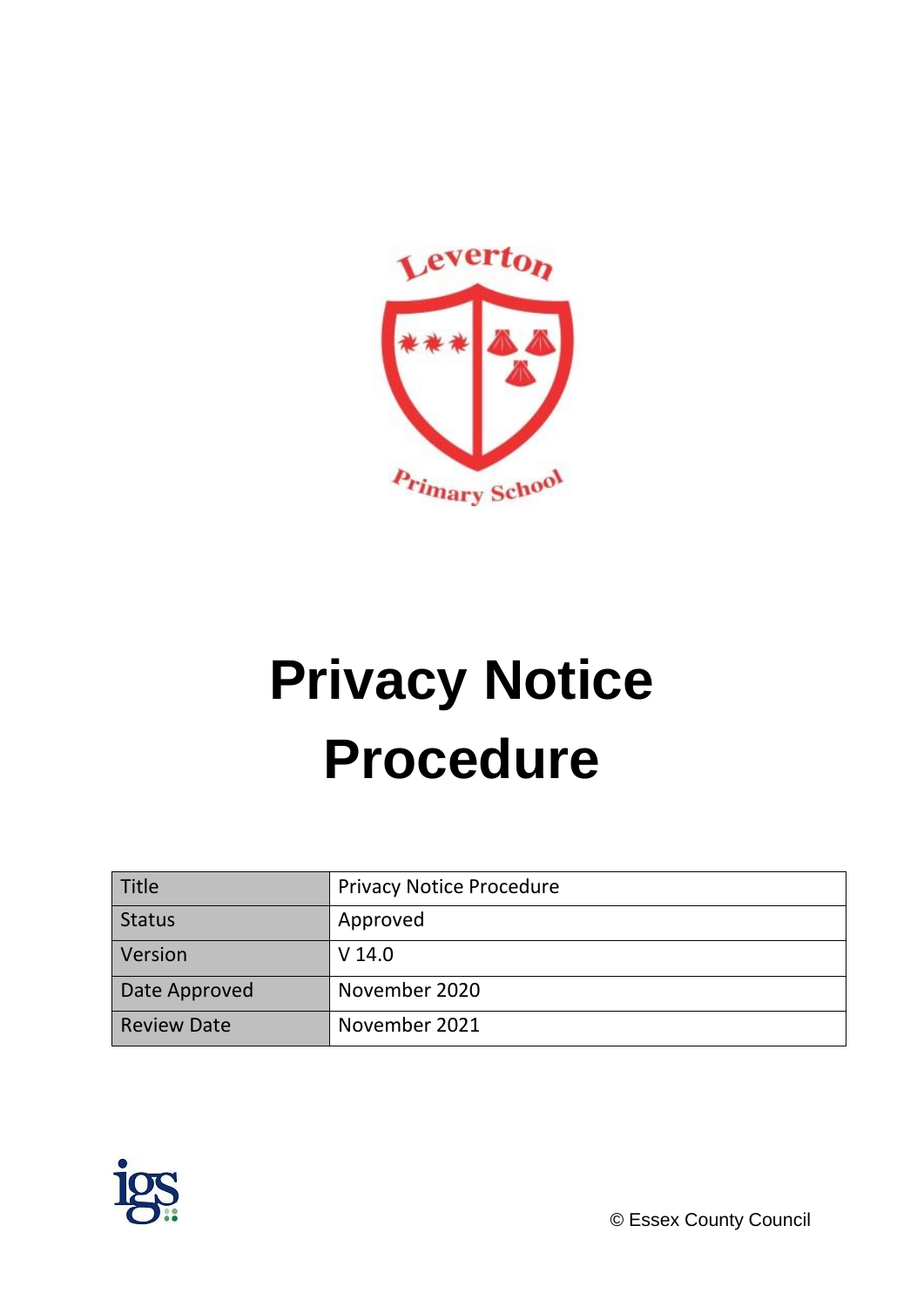Leverton Primary School

# Privacy Notice Procedure

| Title | Privacy Notice Procedure |
| --- | --- |
| Status | Approved |
| Version | V 14.0 |
| Date Approved | November 2020 |
| Review Date | November 2021 |

igs

© Essex County Council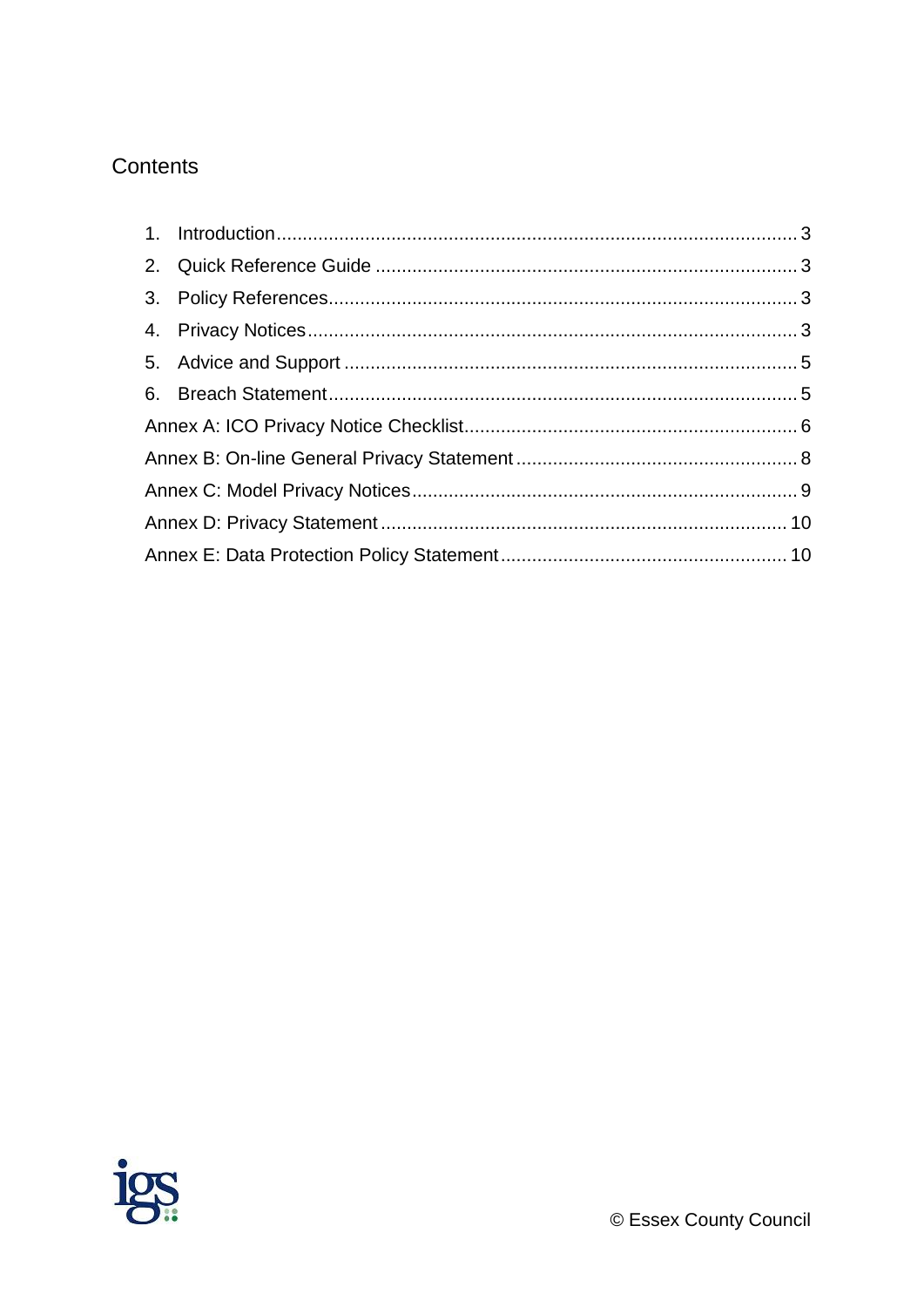## Contents

1. Introduction .................................................................................................. 3
2. Quick Reference Guide ................................................................................ 3
3. Policy References......................................................................................... 3
4. Privacy Notices ............................................................................................ 3
5. Advice and Support ..................................................................................... 5
6. Breach Statement......................................................................................... 5

Annex A: ICO Privacy Notice Checklist............................................................... 6

Annex B: On-line General Privacy Statement ..................................................... 8

Annex C: Model Privacy Notices......................................................................... 9

Annex D: Privacy Statement ............................................................................. 10

Annex E: Data Protection Policy Statement...................................................... 10

© Essex County Council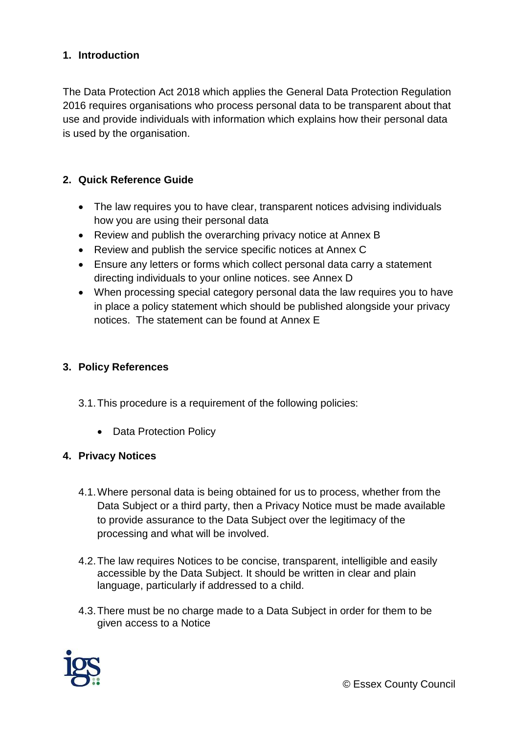## 1. Introduction

The Data Protection Act 2018 which applies the General Data Protection Regulation 2016 requires organisations who process personal data to be transparent about that use and provide individuals with information which explains how their personal data is used by the organisation.

## 2. Quick Reference Guide

- The law requires you to have clear, transparent notices advising individuals how you are using their personal data
- Review and publish the overarching privacy notice at Annex B
- Review and publish the service specific notices at Annex C
- Ensure any letters or forms which collect personal data carry a statement directing individuals to your online notices. see Annex D
- When processing special category personal data the law requires you to have in place a policy statement which should be published alongside your privacy notices. The statement can be found at Annex E

## 3. Policy References

3.1. This procedure is a requirement of the following policies:

- Data Protection Policy

## 4. Privacy Notices

4.1. Where personal data is being obtained for us to process, whether from the Data Subject or a third party, then a Privacy Notice must be made available to provide assurance to the Data Subject over the legitimacy of the processing and what will be involved.

4.2. The law requires Notices to be concise, transparent, intelligible and easily accessible by the Data Subject. It should be written in clear and plain language, particularly if addressed to a child.

4.3. There must be no charge made to a Data Subject in order for them to be given access to a Notice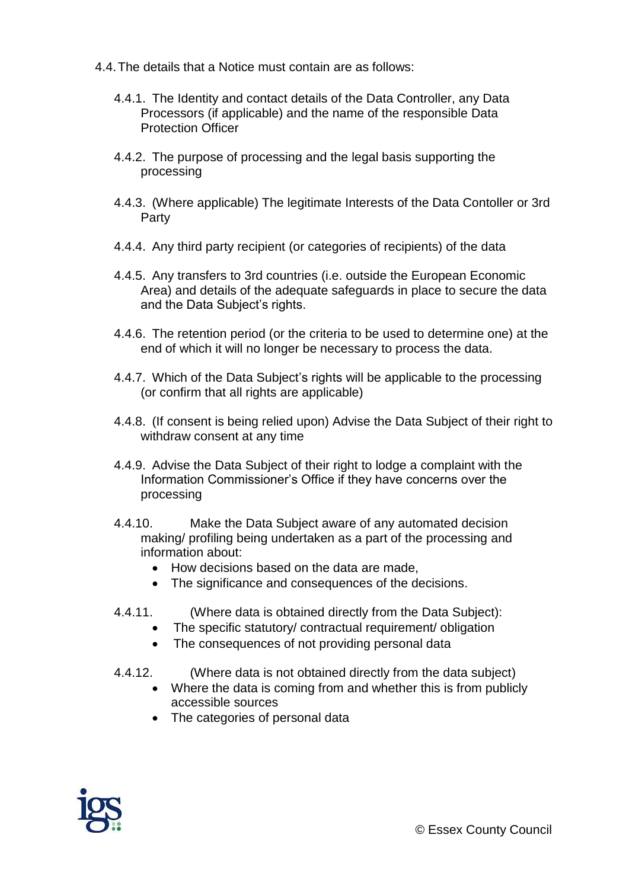4.4. The details that a Notice must contain are as follows:

4.4.1. The Identity and contact details of the Data Controller, any Data Processors (if applicable) and the name of the responsible Data Protection Officer

4.4.2. The purpose of processing and the legal basis supporting the processing

4.4.3. (Where applicable) The legitimate Interests of the Data Contoller or 3rd Party

4.4.4. Any third party recipient (or categories of recipients) of the data

4.4.5. Any transfers to 3rd countries (i.e. outside the European Economic Area) and details of the adequate safeguards in place to secure the data and the Data Subject's rights.

4.4.6. The retention period (or the criteria to be used to determine one) at the end of which it will no longer be necessary to process the data.

4.4.7. Which of the Data Subject's rights will be applicable to the processing (or confirm that all rights are applicable)

4.4.8. (If consent is being relied upon) Advise the Data Subject of their right to withdraw consent at any time

4.4.9. Advise the Data Subject of their right to lodge a complaint with the Information Commissioner's Office if they have concerns over the processing

4.4.10. Make the Data Subject aware of any automated decision making/ profiling being undertaken as a part of the processing and information about:

- How decisions based on the data are made,
- The significance and consequences of the decisions.

4.4.11. (Where data is obtained directly from the Data Subject):

- The specific statutory/ contractual requirement/ obligation
- The consequences of not providing personal data

4.4.12. (Where data is not obtained directly from the data subject)

- Where the data is coming from and whether this is from publicly accessible sources
- The categories of personal data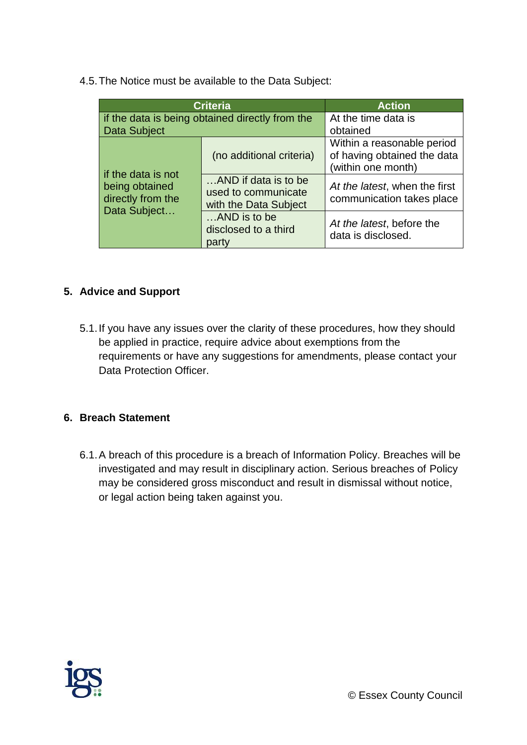4.5. The Notice must be available to the Data Subject:

| Criteria | | Action |
|---|---|---|
| if the data is being obtained directly from the Data Subject | | At the time data is obtained |
| if the data is not being obtained directly from the Data Subject… | (no additional criteria) | Within a reasonable period of having obtained the data (within one month) |
| | …AND if data is to be used to communicate with the Data Subject | *At the latest*, when the first communication takes place |
| | …AND is to be disclosed to a third party | *At the latest*, before the data is disclosed. |

## 5. Advice and Support

5.1. If you have any issues over the clarity of these procedures, how they should be applied in practice, require advice about exemptions from the requirements or have any suggestions for amendments, please contact your Data Protection Officer.

## 6. Breach Statement

6.1. A breach of this procedure is a breach of Information Policy. Breaches will be investigated and may result in disciplinary action. Serious breaches of Policy may be considered gross misconduct and result in dismissal without notice, or legal action being taken against you.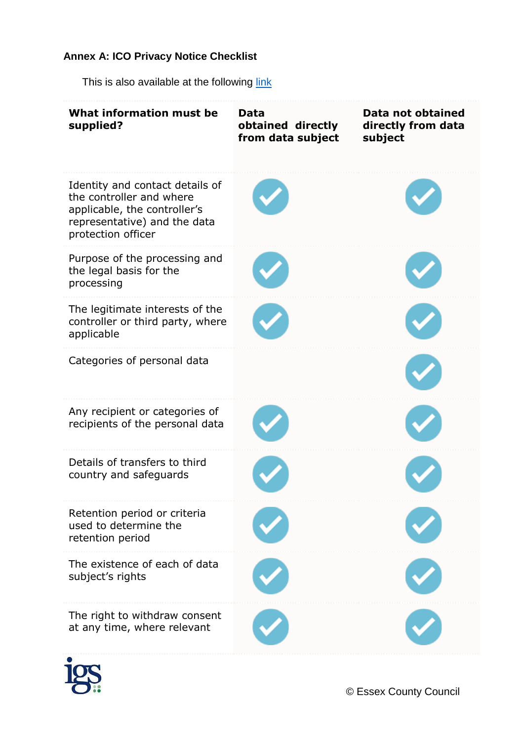**Annex A: ICO Privacy Notice Checklist**

This is also available at the following [link]

| What information must be supplied? | Data obtained directly from data subject | Data not obtained directly from data subject |
|---|---|---|
| Identity and contact details of the controller and where applicable, the controller's representative) and the data protection officer | ✓ | ✓ |
| Purpose of the processing and the legal basis for the processing | ✓ | ✓ |
| The legitimate interests of the controller or third party, where applicable | ✓ | ✓ |
| Categories of personal data | | ✓ |
| Any recipient or categories of recipients of the personal data | ✓ | ✓ |
| Details of transfers to third country and safeguards | ✓ | ✓ |
| Retention period or criteria used to determine the retention period | ✓ | ✓ |
| The existence of each of data subject's rights | ✓ | ✓ |
| The right to withdraw consent at any time, where relevant | ✓ | ✓ |

© Essex County Council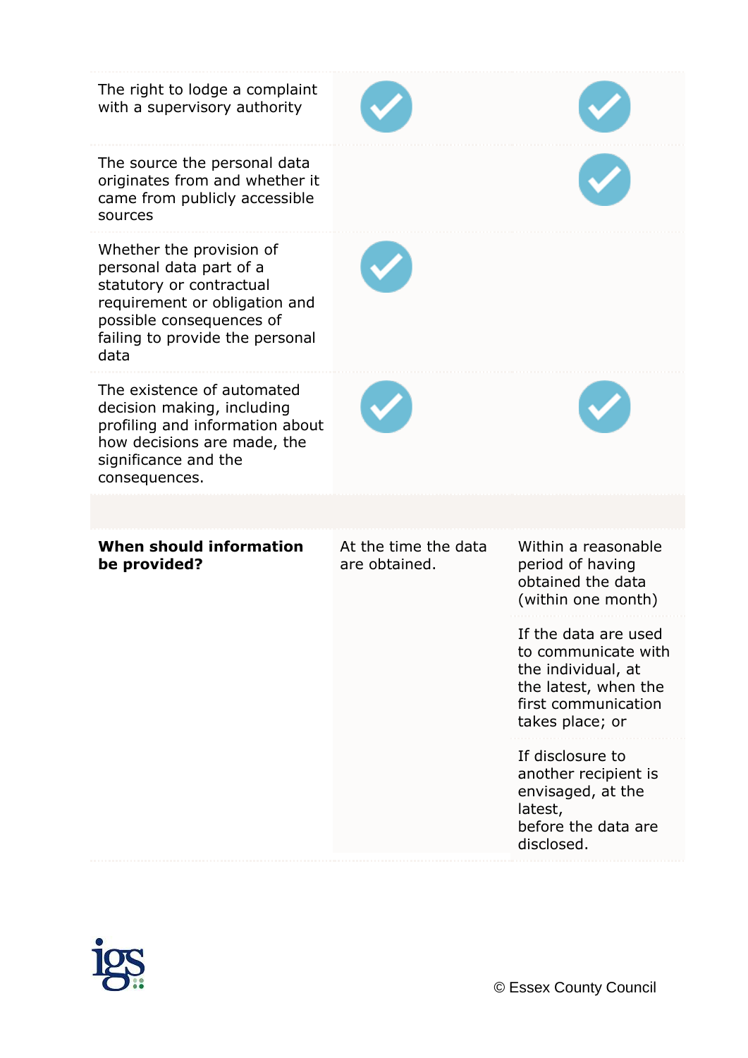| | | |
|---|---|---|
| The right to lodge a complaint with a supervisory authority | ✓ | ✓ |
| The source the personal data originates from and whether it came from publicly accessible sources | | ✓ |
| Whether the provision of personal data part of a statutory or contractual requirement or obligation and possible consequences of failing to provide the personal data | ✓ | |
| The existence of automated decision making, including profiling and information about how decisions are made, the significance and the consequences. | ✓ | ✓ |
| | | |
| **When should information be provided?** | At the time the data are obtained. | Within a reasonable period of having obtained the data (within one month) |
| | | If the data are used to communicate with the individual, at the latest, when the first communication takes place; or |
| | | If disclosure to another recipient is envisaged, at the latest, before the data are disclosed. |

© Essex County Council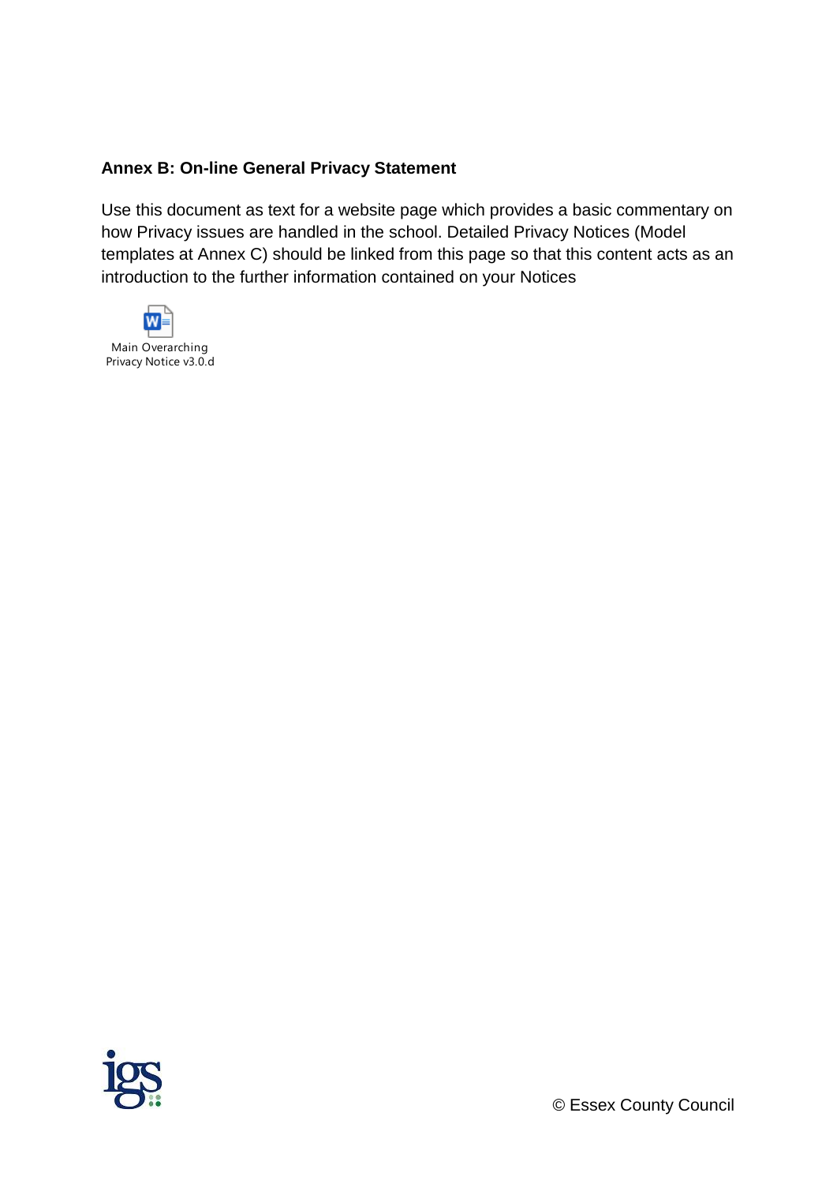**Annex B: On-line General Privacy Statement**

Use this document as text for a website page which provides a basic commentary on how Privacy issues are handled in the school. Detailed Privacy Notices (Model templates at Annex C) should be linked from this page so that this content acts as an introduction to the further information contained on your Notices

Main Overarching Privacy Notice v3.0.d

© Essex County Council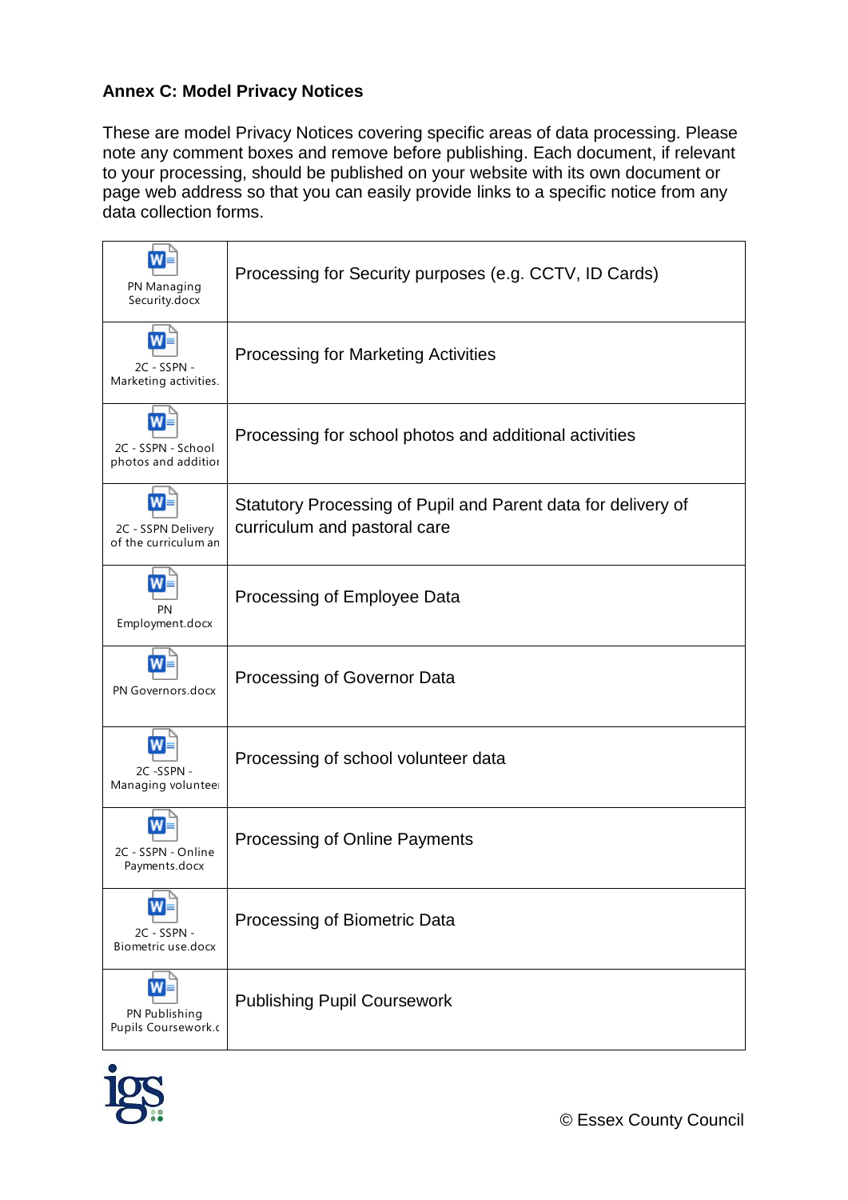**Annex C: Model Privacy Notices**

These are model Privacy Notices covering specific areas of data processing. Please note any comment boxes and remove before publishing. Each document, if relevant to your processing, should be published on your website with its own document or page web address so that you can easily provide links to a specific notice from any data collection forms.

| | |
|---|---|
| PN Managing Security.docx | Processing for Security purposes (e.g. CCTV, ID Cards) |
| 2C - SSPN - Marketing activities. | Processing for Marketing Activities |
| 2C - SSPN - School photos and additior | Processing for school photos and additional activities |
| 2C - SSPN Delivery of the curriculum an | Statutory Processing of Pupil and Parent data for delivery of curriculum and pastoral care |
| PN Employment.docx | Processing of Employee Data |
| PN Governors.docx | Processing of Governor Data |
| 2C -SSPN - Managing voluntee | Processing of school volunteer data |
| 2C - SSPN - Online Payments.docx | Processing of Online Payments |
| 2C - SSPN - Biometric use.docx | Processing of Biometric Data |
| PN Publishing Pupils Coursework.c | Publishing Pupil Coursework |

© Essex County Council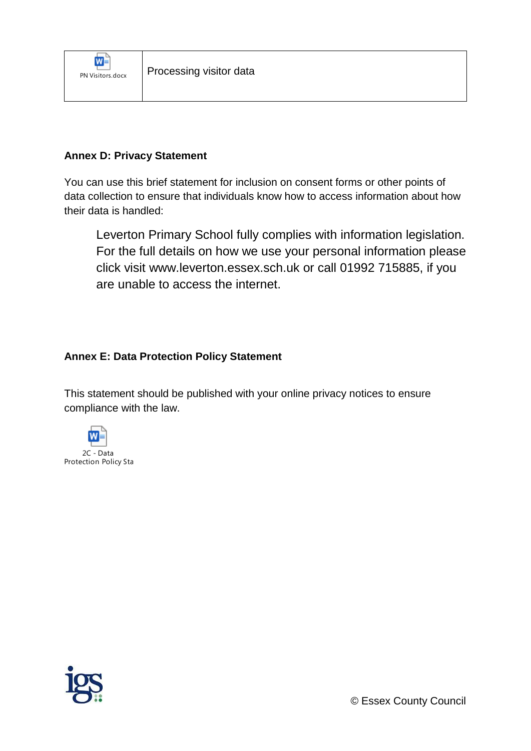| | |
|---|---|
| PN Visitors.docx | Processing visitor data |

**Annex D: Privacy Statement**

You can use this brief statement for inclusion on consent forms or other points of data collection to ensure that individuals know how to access information about how their data is handled:

> Leverton Primary School fully complies with information legislation. For the full details on how we use your personal information please click visit www.leverton.essex.sch.uk or call 01992 715885, if you are unable to access the internet.

**Annex E: Data Protection Policy Statement**

This statement should be published with your online privacy notices to ensure compliance with the law.

2C - Data Protection Policy Sta

© Essex County Council